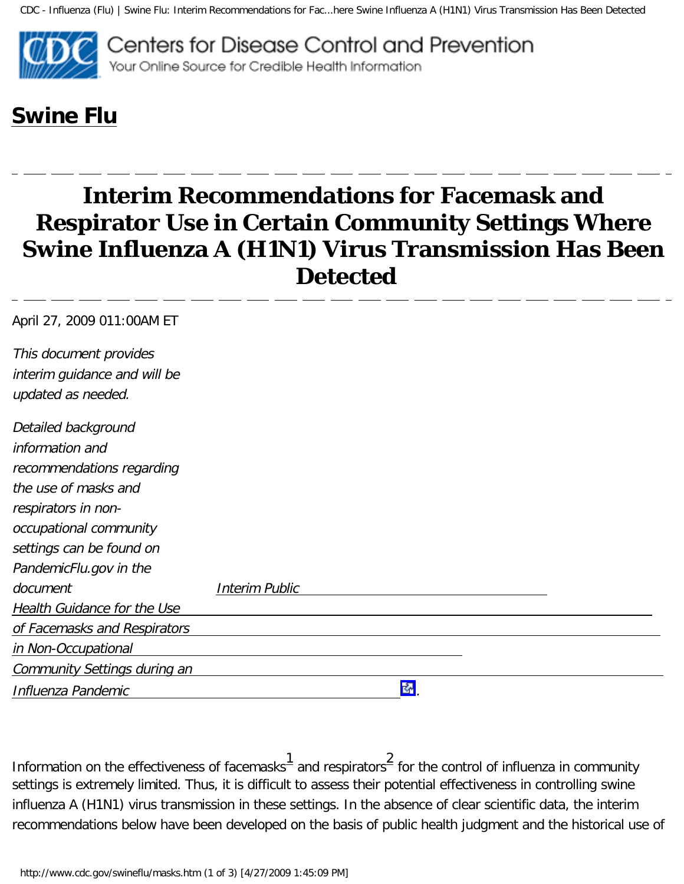# Swine Flu

## Interim Recommendations for Facemask and Respirator Use in Certain Community Settings Where Swine Influenza A (H1N1) Virus Transmission Has Been Detected

April 27, 2009 011:00AM ET

*This document provides interim guidance and will be updated as needed.*

*Detailed background information and recommendations regarding the use of masks and respirators in non-occupational community settings can be found on PandemicFlu.gov in the document Interim Public Health Guidance for the Use of Facemasks and Respirators in Non-Occupational Community Settings during an Influenza Pandemic.*

Information on the effectiveness of facemasks[1] and respirators[2] for the control of influenza in community settings is extremely limited. Thus, it is difficult to assess their potential effectiveness in controlling swine influenza A (H1N1) virus transmission in these settings. In the absence of clear scientific data, the interim recommendations below have been developed on the basis of public health judgment and the historical use of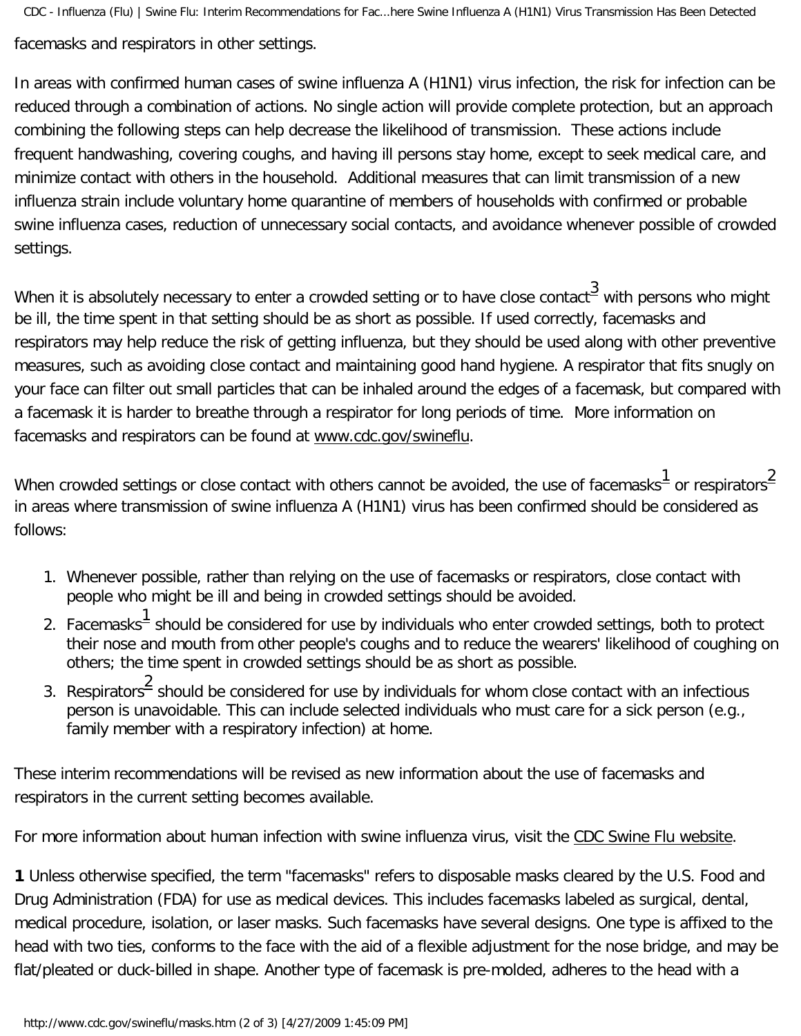facemasks and respirators in other settings.

In areas with confirmed human cases of swine influenza A (H1N1) virus infection, the risk for infection can be reduced through a combination of actions. No single action will provide complete protection, but an approach combining the following steps can help decrease the likelihood of transmission. These actions include frequent handwashing, covering coughs, and having ill persons stay home, except to seek medical care, and minimize contact with others in the household. Additional measures that can limit transmission of a new influenza strain include voluntary home quarantine of members of households with confirmed or probable swine influenza cases, reduction of unnecessary social contacts, and avoidance whenever possible of crowded settings.

When it is absolutely necessary to enter a crowded setting or to have close contact[3] with persons who might be ill, the time spent in that setting should be as short as possible. If used correctly, facemasks and respirators may help reduce the risk of getting influenza, but they should be used along with other preventive measures, such as avoiding close contact and maintaining good hand hygiene. A respirator that fits snugly on your face can filter out small particles that can be inhaled around the edges of a facemask, but compared with a facemask it is harder to breathe through a respirator for long periods of time. More information on facemasks and respirators can be found at www.cdc.gov/swineflu.

When crowded settings or close contact with others cannot be avoided, the use of facemasks[1] or respirators[2] in areas where transmission of swine influenza A (H1N1) virus has been confirmed should be considered as follows:

1. Whenever possible, rather than relying on the use of facemasks or respirators, close contact with people who might be ill and being in crowded settings should be avoided.
2. Facemasks[1] should be considered for use by individuals who enter crowded settings, both to protect their nose and mouth from other people's coughs and to reduce the wearers' likelihood of coughing on others; the time spent in crowded settings should be as short as possible.
3. Respirators[2] should be considered for use by individuals for whom close contact with an infectious person is unavoidable. This can include selected individuals who must care for a sick person (e.g., family member with a respiratory infection) at home.

These interim recommendations will be revised as new information about the use of facemasks and respirators in the current setting becomes available.

For more information about human infection with swine influenza virus, visit the CDC Swine Flu website.

**1** Unless otherwise specified, the term "facemasks" refers to disposable masks cleared by the U.S. Food and Drug Administration (FDA) for use as medical devices. This includes facemasks labeled as surgical, dental, medical procedure, isolation, or laser masks. Such facemasks have several designs. One type is affixed to the head with two ties, conforms to the face with the aid of a flexible adjustment for the nose bridge, and may be flat/pleated or duck-billed in shape. Another type of facemask is pre-molded, adheres to the head with a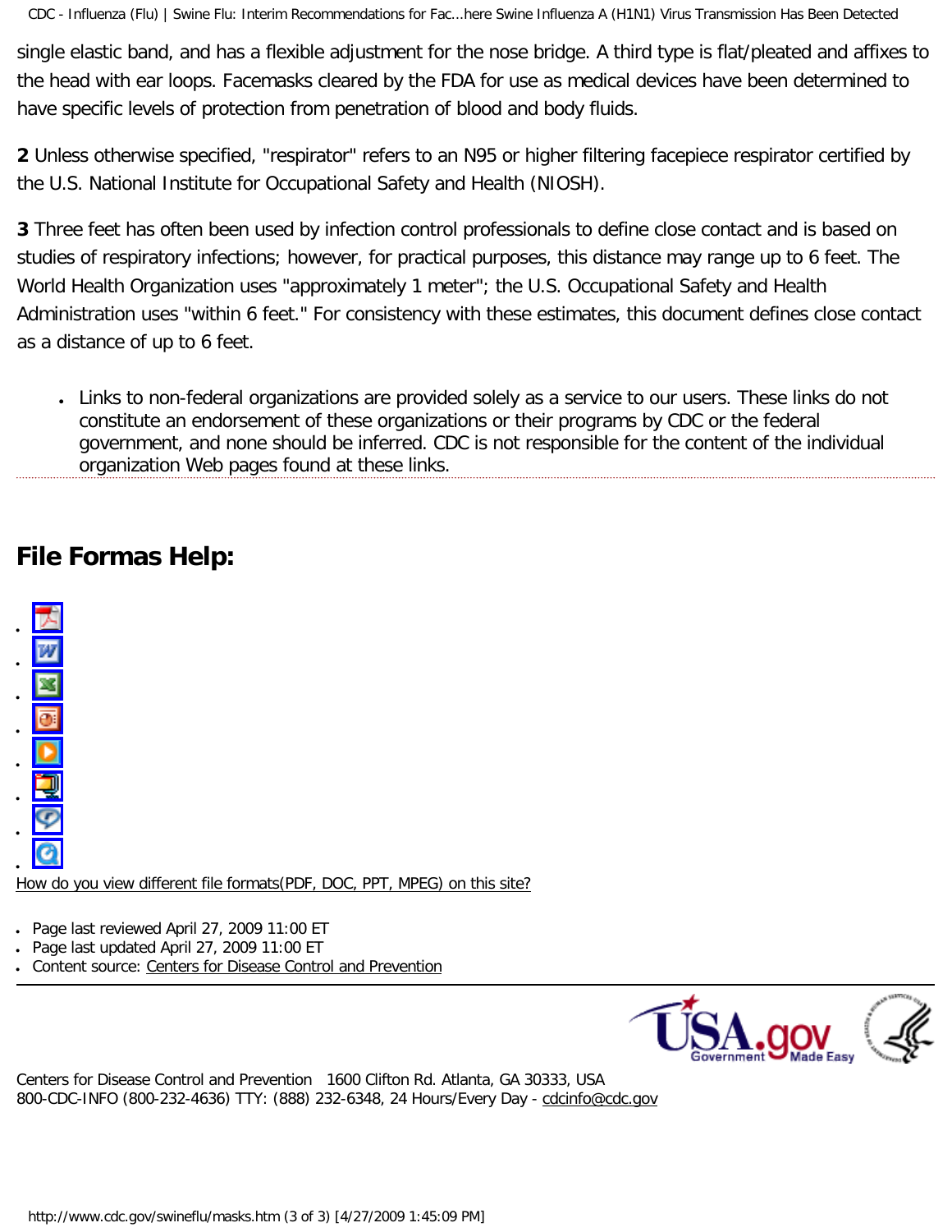single elastic band, and has a flexible adjustment for the nose bridge. A third type is flat/pleated and affixes to the head with ear loops. Facemasks cleared by the FDA for use as medical devices have been determined to have specific levels of protection from penetration of blood and body fluids.

**2** Unless otherwise specified, "respirator" refers to an N95 or higher filtering facepiece respirator certified by the U.S. National Institute for Occupational Safety and Health (NIOSH).

**3** Three feet has often been used by infection control professionals to define close contact and is based on studies of respiratory infections; however, for practical purposes, this distance may range up to 6 feet. The World Health Organization uses "approximately 1 meter"; the U.S. Occupational Safety and Health Administration uses "within 6 feet." For consistency with these estimates, this document defines close contact as a distance of up to 6 feet.

- Links to non-federal organizations are provided solely as a service to our users. These links do not constitute an endorsement of these organizations or their programs by CDC or the federal government, and none should be inferred. CDC is not responsible for the content of the individual organization Web pages found at these links.

## File Formas Help:

How do you view different file formats(PDF, DOC, PPT, MPEG) on this site?

- Page last reviewed April 27, 2009 11:00 ET
- Page last updated April 27, 2009 11:00 ET
- Content source: Centers for Disease Control and Prevention

Centers for Disease Control and Prevention 1600 Clifton Rd. Atlanta, GA 30333, USA
800-CDC-INFO (800-232-4636) TTY: (888) 232-6348, 24 Hours/Every Day - cdcinfo@cdc.gov